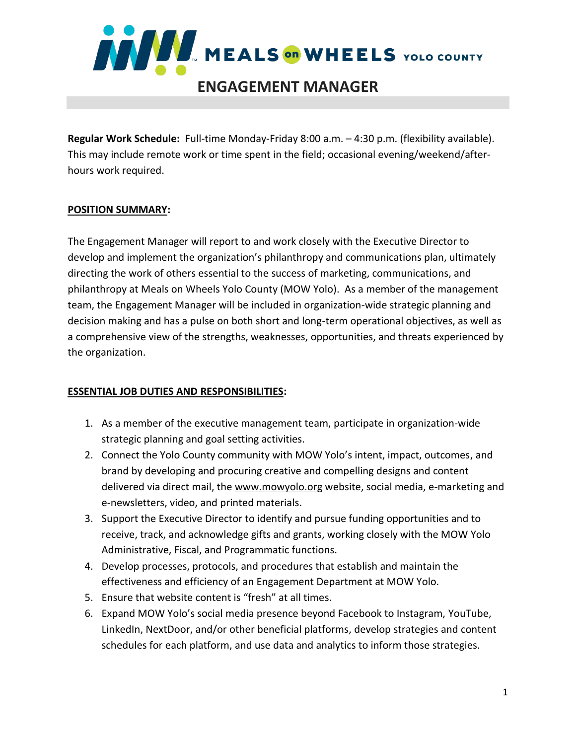MEALS on WHEELS YOLO COUNTY

# ENGAGEMENT MANAGER

**Regular Work Schedule:** Full-time Monday-Friday 8:00 a.m. – 4:30 p.m. (flexibility available). This may include remote work or time spent in the field; occasional evening/weekend/after-hours work required.

## POSITION SUMMARY:

The Engagement Manager will report to and work closely with the Executive Director to develop and implement the organization's philanthropy and communications plan, ultimately directing the work of others essential to the success of marketing, communications, and philanthropy at Meals on Wheels Yolo County (MOW Yolo). As a member of the management team, the Engagement Manager will be included in organization-wide strategic planning and decision making and has a pulse on both short and long-term operational objectives, as well as a comprehensive view of the strengths, weaknesses, opportunities, and threats experienced by the organization.

## ESSENTIAL JOB DUTIES AND RESPONSIBILITIES:

1. As a member of the executive management team, participate in organization-wide strategic planning and goal setting activities.
2. Connect the Yolo County community with MOW Yolo's intent, impact, outcomes, and brand by developing and procuring creative and compelling designs and content delivered via direct mail, the www.mowyolo.org website, social media, e-marketing and e-newsletters, video, and printed materials.
3. Support the Executive Director to identify and pursue funding opportunities and to receive, track, and acknowledge gifts and grants, working closely with the MOW Yolo Administrative, Fiscal, and Programmatic functions.
4. Develop processes, protocols, and procedures that establish and maintain the effectiveness and efficiency of an Engagement Department at MOW Yolo.
5. Ensure that website content is "fresh" at all times.
6. Expand MOW Yolo's social media presence beyond Facebook to Instagram, YouTube, LinkedIn, NextDoor, and/or other beneficial platforms, develop strategies and content schedules for each platform, and use data and analytics to inform those strategies.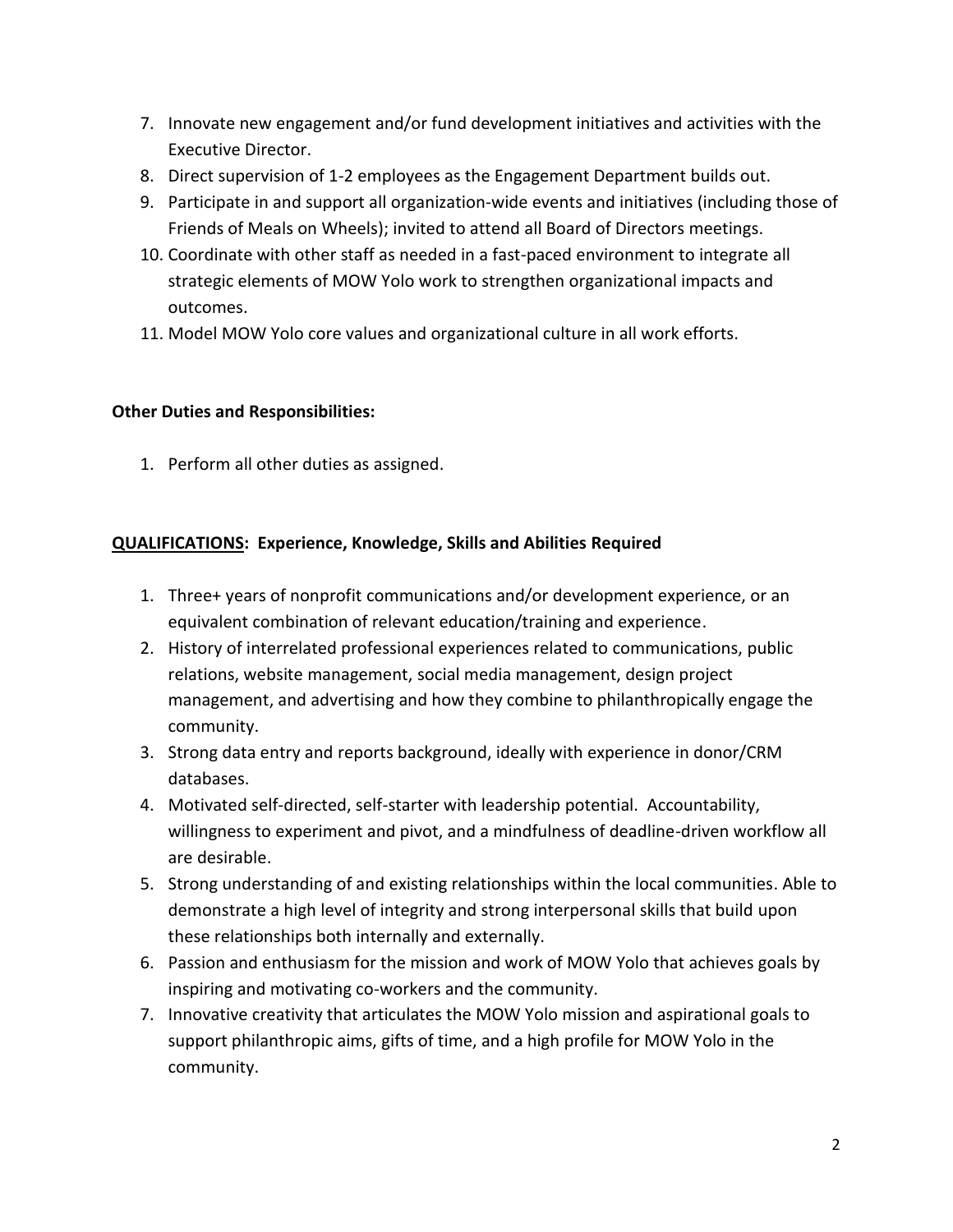7. Innovate new engagement and/or fund development initiatives and activities with the Executive Director.
8. Direct supervision of 1-2 employees as the Engagement Department builds out.
9. Participate in and support all organization-wide events and initiatives (including those of Friends of Meals on Wheels); invited to attend all Board of Directors meetings.
10. Coordinate with other staff as needed in a fast-paced environment to integrate all strategic elements of MOW Yolo work to strengthen organizational impacts and outcomes.
11. Model MOW Yolo core values and organizational culture in all work efforts.

**Other Duties and Responsibilities:**

1. Perform all other duties as assigned.

**<u>QUALIFICATIONS</u>: Experience, Knowledge, Skills and Abilities Required**

1. Three+ years of nonprofit communications and/or development experience, or an equivalent combination of relevant education/training and experience.
2. History of interrelated professional experiences related to communications, public relations, website management, social media management, design project management, and advertising and how they combine to philanthropically engage the community.
3. Strong data entry and reports background, ideally with experience in donor/CRM databases.
4. Motivated self-directed, self-starter with leadership potential. Accountability, willingness to experiment and pivot, and a mindfulness of deadline-driven workflow all are desirable.
5. Strong understanding of and existing relationships within the local communities. Able to demonstrate a high level of integrity and strong interpersonal skills that build upon these relationships both internally and externally.
6. Passion and enthusiasm for the mission and work of MOW Yolo that achieves goals by inspiring and motivating co-workers and the community.
7. Innovative creativity that articulates the MOW Yolo mission and aspirational goals to support philanthropic aims, gifts of time, and a high profile for MOW Yolo in the community.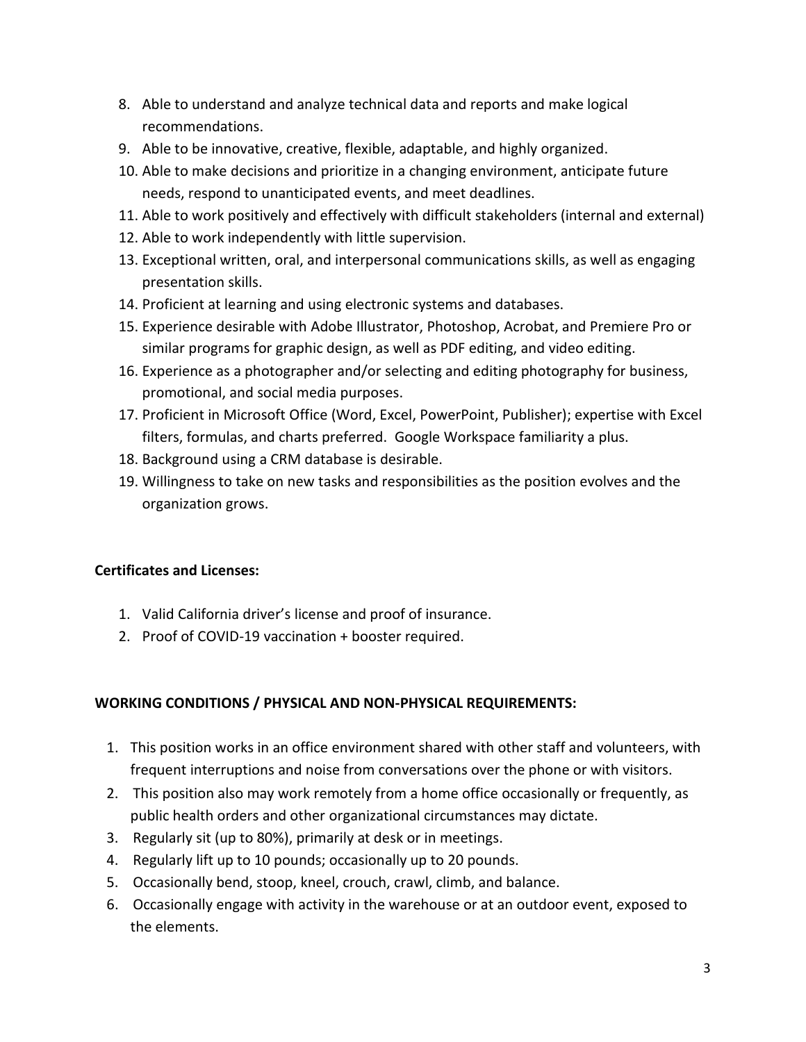8. Able to understand and analyze technical data and reports and make logical recommendations.
9. Able to be innovative, creative, flexible, adaptable, and highly organized.
10. Able to make decisions and prioritize in a changing environment, anticipate future needs, respond to unanticipated events, and meet deadlines.
11. Able to work positively and effectively with difficult stakeholders (internal and external)
12. Able to work independently with little supervision.
13. Exceptional written, oral, and interpersonal communications skills, as well as engaging presentation skills.
14. Proficient at learning and using electronic systems and databases.
15. Experience desirable with Adobe Illustrator, Photoshop, Acrobat, and Premiere Pro or similar programs for graphic design, as well as PDF editing, and video editing.
16. Experience as a photographer and/or selecting and editing photography for business, promotional, and social media purposes.
17. Proficient in Microsoft Office (Word, Excel, PowerPoint, Publisher); expertise with Excel filters, formulas, and charts preferred. Google Workspace familiarity a plus.
18. Background using a CRM database is desirable.
19. Willingness to take on new tasks and responsibilities as the position evolves and the organization grows.

**Certificates and Licenses:**

1. Valid California driver's license and proof of insurance.
2. Proof of COVID-19 vaccination + booster required.

**WORKING CONDITIONS / PHYSICAL AND NON-PHYSICAL REQUIREMENTS:**

1. This position works in an office environment shared with other staff and volunteers, with frequent interruptions and noise from conversations over the phone or with visitors.
2. This position also may work remotely from a home office occasionally or frequently, as public health orders and other organizational circumstances may dictate.
3. Regularly sit (up to 80%), primarily at desk or in meetings.
4. Regularly lift up to 10 pounds; occasionally up to 20 pounds.
5. Occasionally bend, stoop, kneel, crouch, crawl, climb, and balance.
6. Occasionally engage with activity in the warehouse or at an outdoor event, exposed to the elements.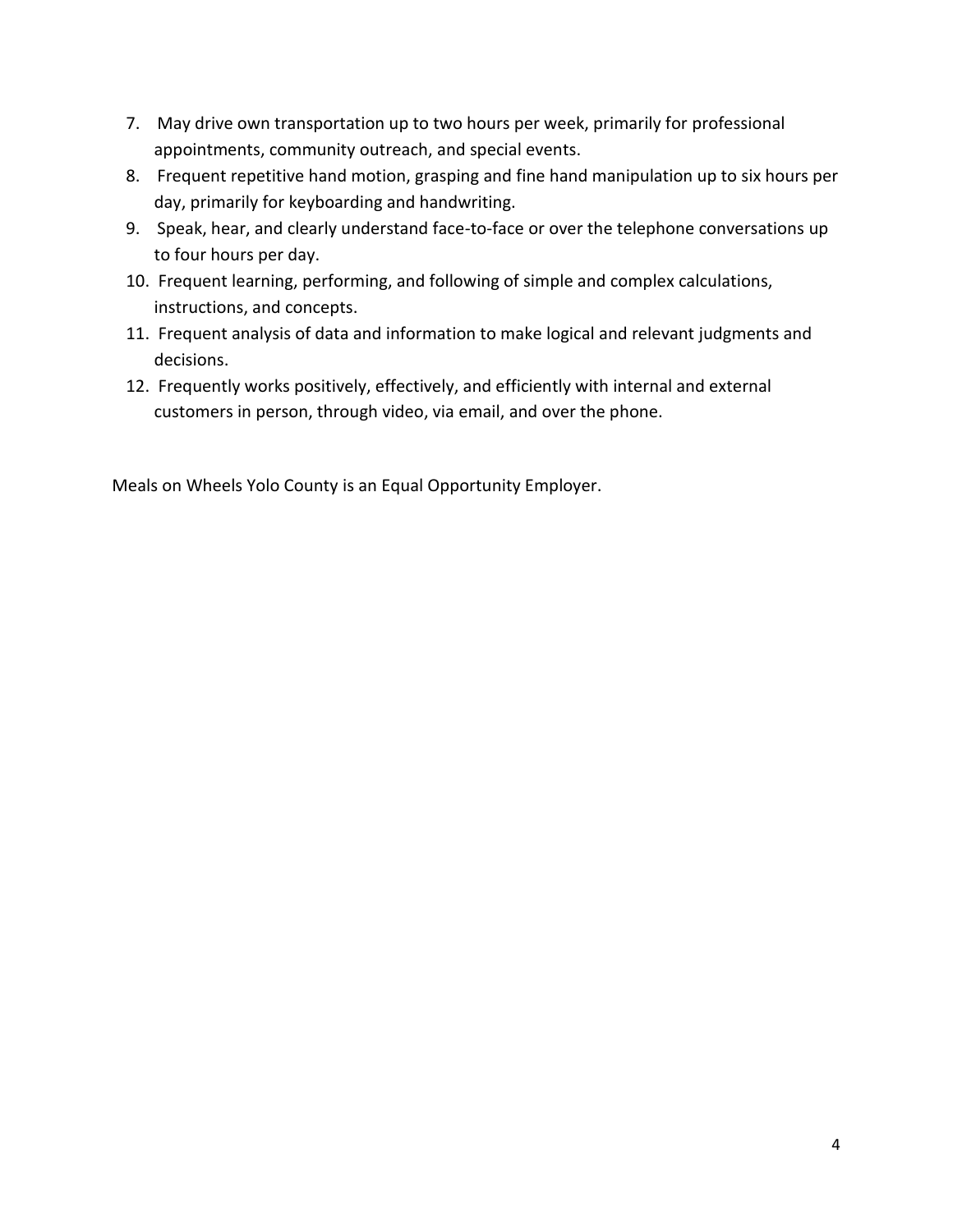7. May drive own transportation up to two hours per week, primarily for professional appointments, community outreach, and special events.
8. Frequent repetitive hand motion, grasping and fine hand manipulation up to six hours per day, primarily for keyboarding and handwriting.
9. Speak, hear, and clearly understand face-to-face or over the telephone conversations up to four hours per day.
10. Frequent learning, performing, and following of simple and complex calculations, instructions, and concepts.
11. Frequent analysis of data and information to make logical and relevant judgments and decisions.
12. Frequently works positively, effectively, and efficiently with internal and external customers in person, through video, via email, and over the phone.

Meals on Wheels Yolo County is an Equal Opportunity Employer.